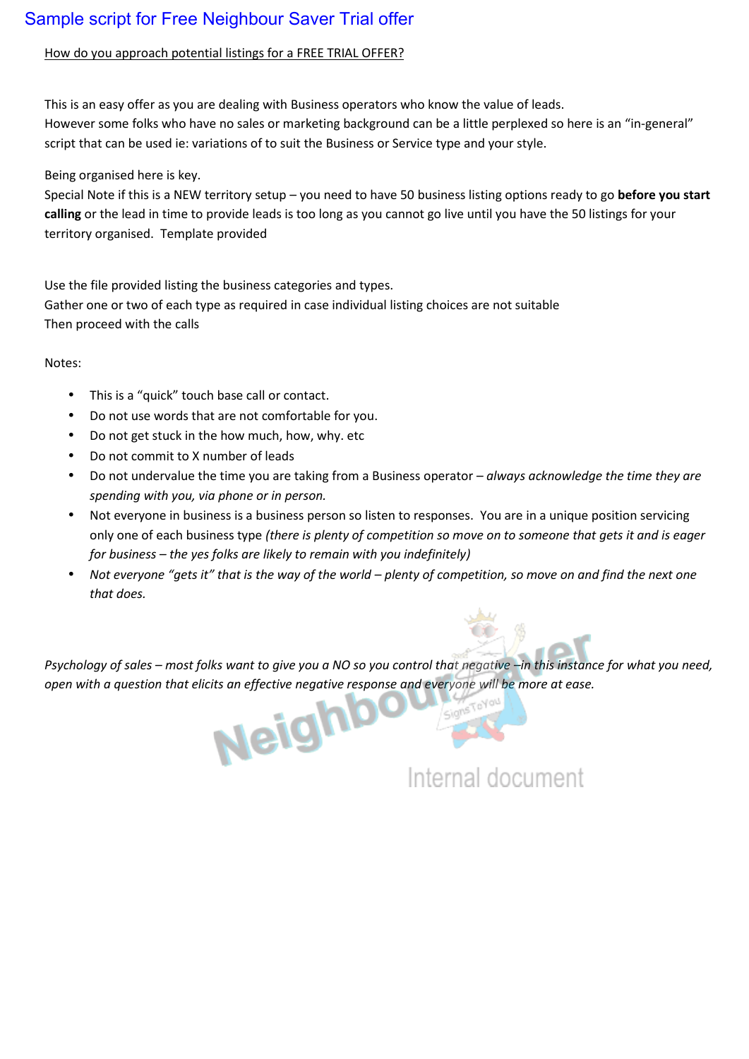# Sample script for Free Neighbour Saver Trial offer

How do you approach potential listings for a FREE TRIAL OFFER?

This is an easy offer as you are dealing with Business operators who know the value of leads.
However some folks who have no sales or marketing background can be a little perplexed so here is an "in-general" script that can be used ie: variations of to suit the Business or Service type and your style.

Being organised here is key.
Special Note if this is a NEW territory setup – you need to have 50 business listing options ready to go **before you start calling** or the lead in time to provide leads is too long as you cannot go live until you have the 50 listings for your territory organised. Template provided

Use the file provided listing the business categories and types.
Gather one or two of each type as required in case individual listing choices are not suitable
Then proceed with the calls

Notes:

- This is a "quick" touch base call or contact.
- Do not use words that are not comfortable for you.
- Do not get stuck in the how much, how, why. etc
- Do not commit to X number of leads
- Do not undervalue the time you are taking from a Business operator – *always acknowledge the time they are spending with you, via phone or in person.*
- Not everyone in business is a business person so listen to responses. You are in a unique position servicing only one of each business type *(there is plenty of competition so move on to someone that gets it and is eager for business – the yes folks are likely to remain with you indefinitely)*
- *Not everyone "gets it" that is the way of the world – plenty of competition, so move on and find the next one that does.*

*Psychology of sales – most folks want to give you a NO so you control that negative –in this instance for what you need, open with a question that elicits an effective negative response and everyone will be more at ease.*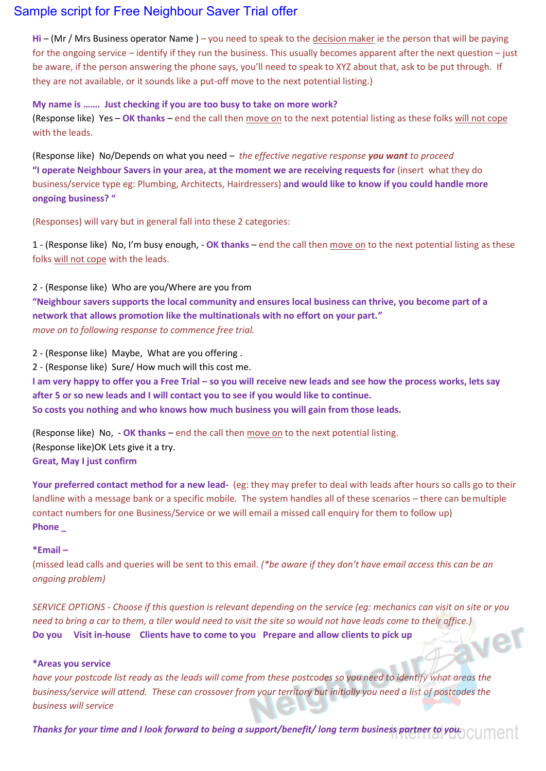# Sample script for Free Neighbour Saver Trial offer

**Hi** – (Mr / Mrs Business operator Name ) – you need to speak to the decision maker ie the person that will be paying for the ongoing service – identify if they run the business. This usually becomes apparent after the next question – just be aware, if the person answering the phone says, you'll need to speak to XYZ about that, ask to be put through. If they are not available, or it sounds like a put-off move to the next potential listing.)

**My name is ……. Just checking if you are too busy to take on more work?**

(Response like) Yes – **OK thanks** – end the call then move on to the next potential listing as these folks will not cope with the leads.

(Response like) No/Depends on what you need – *the effective negative response **you want** to proceed*

**"I operate Neighbour Savers in your area, at the moment we are receiving requests for** (insert what they do business/service type eg: Plumbing, Architects, Hairdressers) **and would like to know if you could handle more ongoing business? "**

(Responses) will vary but in general fall into these 2 categories:

1 - (Response like) No, I'm busy enough, - **OK thanks** – end the call then move on to the next potential listing as these folks will not cope with the leads.

2 - (Response like) Who are you/Where are you from

**"Neighbour savers supports the local community and ensures local business can thrive, you become part of a network that allows promotion like the multinationals with no effort on your part."**

*move on to following response to commence free trial.*

2 - (Response like) Maybe, What are you offering .

2 - (Response like) Sure/ How much will this cost me.

**I am very happy to offer you a Free Trial – so you will receive new leads and see how the process works, lets say after 5 or so new leads and I will contact you to see if you would like to continue.**

**So costs you nothing and who knows how much business you will gain from those leads.**

(Response like) No, - **OK thanks** – end the call then move on to the next potential listing.

(Response like)OK Lets give it a try.

**Great, May I just confirm**

**Your preferred contact method for a new lead-** (eg: they may prefer to deal with leads after hours so calls go to their landline with a message bank or a specific mobile. The system handles all of these scenarios – there can be multiple contact numbers for one Business/Service or we will email a missed call enquiry for them to follow up)

**Phone _**

**\*Email –**

(missed lead calls and queries will be sent to this email. *(\*be aware if they don't have email access this can be an ongoing problem)*

*SERVICE OPTIONS - Choose if this question is relevant depending on the service (eg: mechanics can visit on site or you need to bring a car to them, a tiler would need to visit the site so would not have leads come to their office.)*

**Do you Visit in-house Clients have to come to you Prepare and allow clients to pick up**

**\*Areas you service**

*have your postcode list ready as the leads will come from these postcodes so you need to identify what areas the business/service will attend. These can crossover from your territory but initially you need a list of postcodes the business will service*

***Thanks for your time and I look forward to being a support/benefit/ long term business partner to you.***